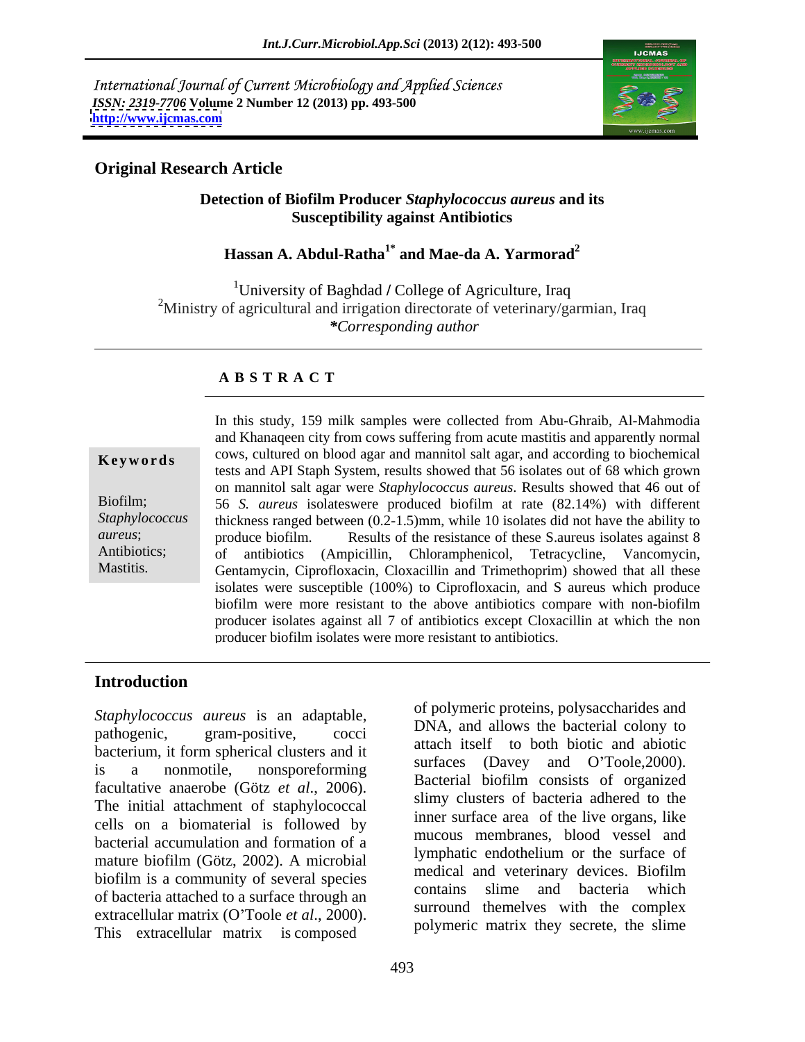International Journal of Current Microbiology and Applied Sciences
*ISSN: 2319-7706* **Volume 2 Number 12 (2013) pp. 493-500**
**http://www.ijcmas.com**

## Original Research Article

### Detection of Biofilm Producer *Staphylococcus aureus* and its Susceptibility against Antibiotics

**Hassan A. Abdul-Ratha[1*] and Mae-da A. Yarmorad[2]**

[1]University of Baghdad / College of Agriculture, Iraq
[2]Ministry of agricultural and irrigation directorate of veterinary/garmian, Iraq
**\****Corresponding author*

**A B S T R A C T**

**Keywords**

Biofilm; *Staphylococcus aureus*; Antibiotics; Mastitis.

In this study, 159 milk samples were collected from Abu-Ghraib, Al-Mahmodia and Khanaqeen city from cows suffering from acute mastitis and apparently normal cows, cultured on blood agar and mannitol salt agar, and according to biochemical tests and API Staph System, results showed that 56 isolates out of 68 which grown on mannitol salt agar were *Staphylococcus aureus*. Results showed that 46 out of 56 *S. aureus* isolateswere produced biofilm at rate (82.14%) with different thickness ranged between (0.2-1.5)mm, while 10 isolates did not have the ability to produce biofilm. Results of the resistance of these S.aureus isolates against 8 of antibiotics (Ampicillin, Chloramphenicol, Tetracycline, Vancomycin, Gentamycin, Ciprofloxacin, Cloxacillin and Trimethoprim) showed that all these isolates were susceptible (100%) to Ciprofloxacin, and S aureus which produce biofilm were more resistant to the above antibiotics compare with non-biofilm producer isolates against all 7 of antibiotics except Cloxacillin at which the non producer biofilm isolates were more resistant to antibiotics.

## Introduction

*Staphylococcus aureus* is an adaptable, pathogenic, gram-positive, cocci bacterium, it form spherical clusters and it is a nonmotile, nonsporeforming facultative anaerobe (Götz *et al*., 2006). The initial attachment of staphylococcal cells on a biomaterial is followed by bacterial accumulation and formation of a mature biofilm (Götz, 2002). A microbial biofilm is a community of several species of bacteria attached to a surface through an extracellular matrix (O'Toole *et al*., 2000). This extracellular matrix is composed of polymeric proteins, polysaccharides and DNA, and allows the bacterial colony to attach itself to both biotic and abiotic surfaces (Davey and O'Toole,2000). Bacterial biofilm consists of organized slimy clusters of bacteria adhered to the inner surface area of the live organs, like mucous membranes, blood vessel and lymphatic endothelium or the surface of medical and veterinary devices. Biofilm contains slime and bacteria which surround themeves with the complex polymeric matrix they secrete, the slime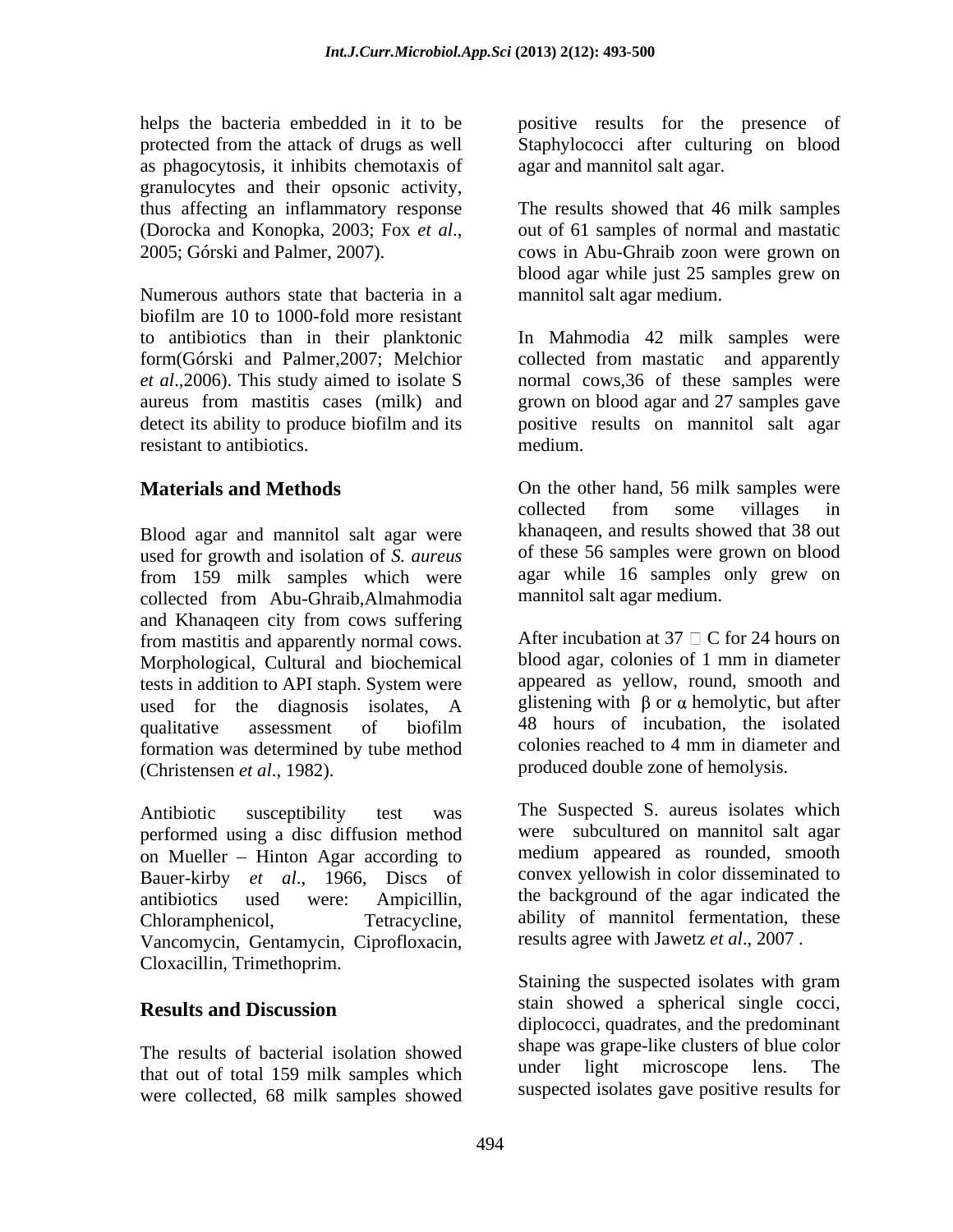helps the bacteria embedded in it to be protected from the attack of drugs as well as phagocytosis, it inhibits chemotaxis of granulocytes and their opsonic activity, thus affecting an inflammatory response (Dorocka and Konopka, 2003; Fox *et al*., 2005; Górski and Palmer, 2007).

Numerous authors state that bacteria in a biofilm are 10 to 1000-fold more resistant to antibiotics than in their planktonic form(Górski and Palmer,2007; Melchior *et al*.,2006). This study aimed to isolate S aureus from mastitis cases (milk) and detect its ability to produce biofilm and its resistant to antibiotics.

## Materials and Methods

Blood agar and mannitol salt agar were used for growth and isolation of *S. aureus* from 159 milk samples which were collected from Abu-Ghraib,Almahmodia and Khanaqeen city from cows suffering from mastitis and apparently normal cows. Morphological, Cultural and biochemical tests in addition to API staph. System were used for the diagnosis isolates, A qualitative assessment of biofilm formation was determined by tube method (Christensen *et al*., 1982).

Antibiotic susceptibility test was performed using a disc diffusion method on Mueller – Hinton Agar according to Bauer-kirby *et al*., 1966, Discs of antibiotics used were: Ampicillin, Chloramphenicol, Tetracycline, Vancomycin, Gentamycin, Ciprofloxacin, Cloxacillin, Trimethoprim.

## Results and Discussion

The results of bacterial isolation showed that out of total 159 milk samples which were collected, 68 milk samples showed positive results for the presence of Staphylococci after culturing on blood agar and mannitol salt agar.

The results showed that 46 milk samples out of 61 samples of normal and mastatic cows in Abu-Ghraib zoon were grown on blood agar while just 25 samples grew on mannitol salt agar medium.

In Mahmodia 42 milk samples were collected from mastatic and apparently normal cows,36 of these samples were grown on blood agar and 27 samples gave positive results on mannitol salt agar medium.

On the other hand, 56 milk samples were collected from some villages in khanaqeen, and results showed that 38 out of these 56 samples were grown on blood agar while 16 samples only grew on mannitol salt agar medium.

After incubation at 37 °C for 24 hours on blood agar, colonies of 1 mm in diameter appeared as yellow, round, smooth and glistening with $\beta$ or $\alpha$ hemolytic, but after 48 hours of incubation, the isolated colonies reached to 4 mm in diameter and produced double zone of hemolysis.

The Suspected S. aureus isolates which were subcultured on mannitol salt agar medium appeared as rounded, smooth convex yellowish in color disseminated to the background of the agar indicated the ability of mannitol fermentation, these results agree with Jawetz *et al*., 2007 .

Staining the suspected isolates with gram stain showed a spherical single cocci, diplococci, quadrates, and the predominant shape was grape-like clusters of blue color under light microscope lens. The suspected isolates gave positive results for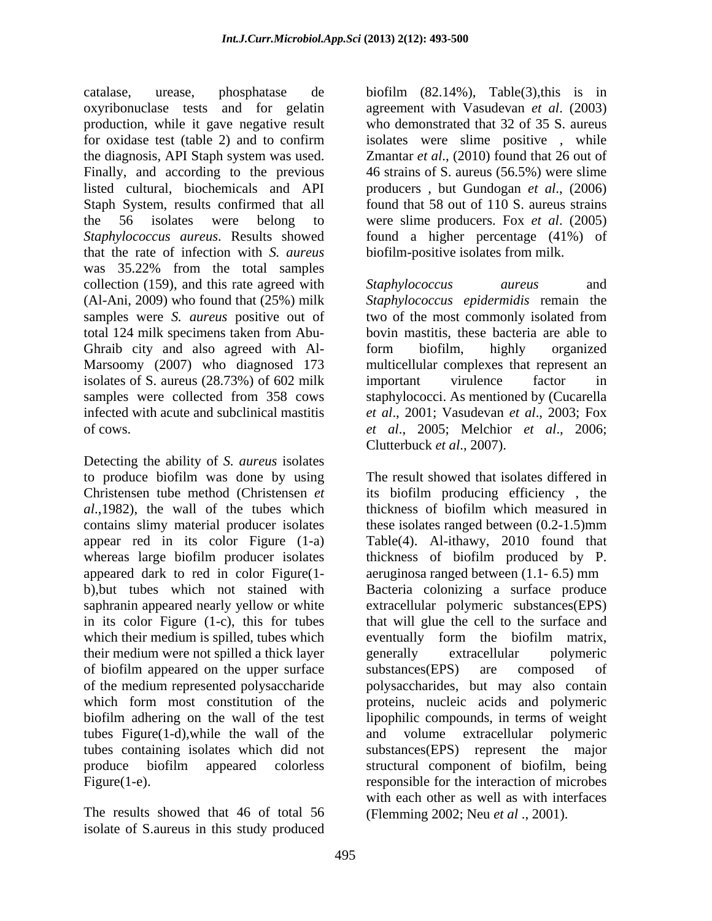catalase, urease, phosphatase de oxyribonuclase tests and for gelatin production, while it gave negative result for oxidase test (table 2) and to confirm the diagnosis, API Staph system was used. Finally, and according to the previous listed cultural, biochemicals and API Staph System, results confirmed that all the 56 isolates were belong to *Staphylococcus aureus*. Results showed that the rate of infection with *S. aureus* was 35.22% from the total samples collection (159), and this rate agreed with (Al-Ani, 2009) who found that (25%) milk samples were *S. aureus* positive out of total 124 milk specimens taken from Abu-Ghraib city and also agreed with Al-Marsoomy (2007) who diagnosed 173 isolates of S. aureus (28.73%) of 602 milk samples were collected from 358 cows infected with acute and subclinical mastitis of cows.

Detecting the ability of *S. aureus* isolates to produce biofilm was done by using Christensen tube method (Christensen *et al*.,1982), the wall of the tubes which contains slimy material producer isolates appear red in its color Figure (1-a) whereas large biofilm producer isolates appeared dark to red in color Figure(1-b),but tubes which not stained with saphranin appeared nearly yellow or white in its color Figure (1-c), this for tubes which their medium is spilled, tubes which their medium were not spilled a thick layer of biofilm appeared on the upper surface of the medium represented polysaccharide which form most constitution of the biofilm adhering on the wall of the test tubes Figure(1-d),while the wall of the tubes containing isolates which did not produce biofilm appeared colorless Figure(1-e).

The results showed that 46 of total 56 isolate of S.aureus in this study produced biofilm (82.14%), Table(3),this is in agreement with Vasudevan *et al*. (2003) who demonstrated that 32 of 35 S. aureus isolates were slime positive , while Zmantar *et al*., (2010) found that 26 out of 46 strains of S. aureus (56.5%) were slime producers , but Gundogan *et al*., (2006) found that 58 out of 110 S. aureus strains were slime producers. Fox *et al*. (2005) found a higher percentage (41%) of biofilm-positive isolates from milk.

*Staphylococcus aureus* and *Staphylococcus epidermidis* remain the two of the most commonly isolated from bovin mastitis, these bacteria are able to form biofilm, highly organized multicellular complexes that represent an important virulence factor in staphylococci. As mentioned by (Cucarella *et al*., 2001; Vasudevan *et al*., 2003; Fox *et al*., 2005; Melchior *et al*., 2006; Clutterbuck *et al*., 2007).

The result showed that isolates differed in its biofilm producing efficiency , the thickness of biofilm which measured in these isolates ranged between (0.2-1.5)mm Table(4). Al-ithawy, 2010 found that thickness of biofilm produced by P. aeruginosa ranged between (1.1- 6.5) mm Bacteria colonizing a surface produce extracellular polymeric substances(EPS) that will glue the cell to the surface and eventually form the biofilm matrix, generally extracellular polymeric substances(EPS) are composed of polysaccharides, but may also contain proteins, nucleic acids and polymeric lipophilic compounds, in terms of weight and volume extracellular polymeric substances(EPS) represent the major structural component of biofilm, being responsible for the interaction of microbes with each other as well as with interfaces (Flemming 2002; Neu *et al* ., 2001).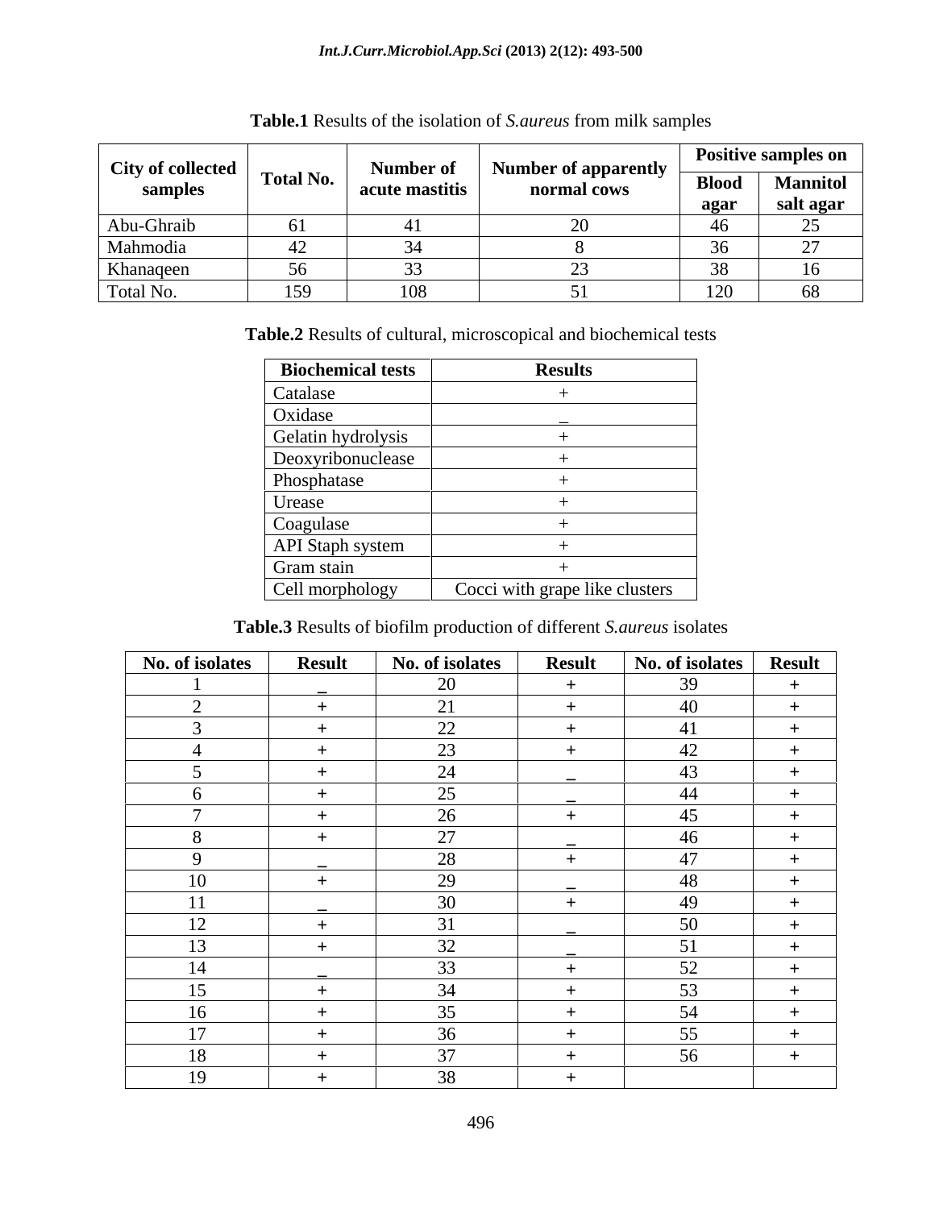**Table.1** Results of the isolation of *S.aureus* from milk samples

| City of collected samples | Total No. | Number of acute mastitis | Number of apparently normal cows | Positive samples on | |
|---|---|---|---|---|---|
| | | | | Blood agar | Mannitol salt agar |
| Abu-Ghraib | 61 | 41 | 20 | 46 | 25 |
| Mahmodia | 42 | 34 | 8 | 36 | 27 |
| Khanaqeen | 56 | 33 | 23 | 38 | 16 |
| Total No. | 159 | 108 | 51 | 120 | 68 |

**Table.2** Results of cultural, microscopical and biochemical tests

| Biochemical tests | Results |
|---|---|
| Catalase | + |
| Oxidase | _ |
| Gelatin hydrolysis | + |
| Deoxyribonuclease | + |
| Phosphatase | + |
| Urease | + |
| Coagulase | + |
| API Staph system | + |
| Gram stain | + |
| Cell morphology | Cocci with grape like clusters |

**Table.3** Results of biofilm production of different *S.aureus* isolates

| No. of isolates | Result | No. of isolates | Result | No. of isolates | Result |
|---|---|---|---|---|---|
| 1 | _ | 20 | + | 39 | + |
| 2 | + | 21 | + | 40 | + |
| 3 | + | 22 | + | 41 | + |
| 4 | + | 23 | + | 42 | + |
| 5 | + | 24 | _ | 43 | + |
| 6 | + | 25 | _ | 44 | + |
| 7 | + | 26 | + | 45 | + |
| 8 | + | 27 | _ | 46 | + |
| 9 | _ | 28 | + | 47 | + |
| 10 | + | 29 | _ | 48 | + |
| 11 | _ | 30 | + | 49 | + |
| 12 | + | 31 | _ | 50 | + |
| 13 | + | 32 | _ | 51 | + |
| 14 | _ | 33 | + | 52 | + |
| 15 | + | 34 | + | 53 | + |
| 16 | + | 35 | + | 54 | + |
| 17 | + | 36 | + | 55 | + |
| 18 | + | 37 | + | 56 | + |
| 19 | + | 38 | + | | |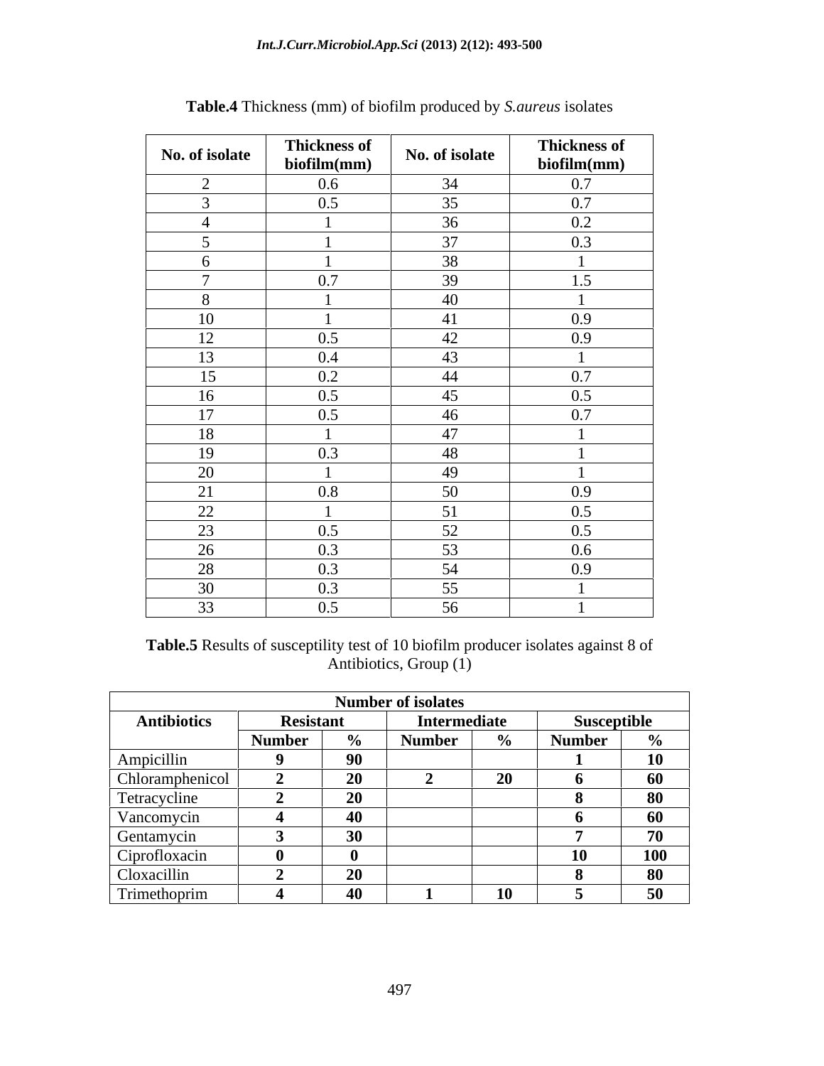**Table.4** Thickness (mm) of biofilm produced by *S.aureus* isolates

| No. of isolate | Thickness of biofilm(mm) | No. of isolate | Thickness of biofilm(mm) |
|---|---|---|---|
| 2 | 0.6 | 34 | 0.7 |
| 3 | 0.5 | 35 | 0.7 |
| 4 | 1 | 36 | 0.2 |
| 5 | 1 | 37 | 0.3 |
| 6 | 1 | 38 | 1 |
| 7 | 0.7 | 39 | 1.5 |
| 8 | 1 | 40 | 1 |
| 10 | 1 | 41 | 0.9 |
| 12 | 0.5 | 42 | 0.9 |
| 13 | 0.4 | 43 | 1 |
| 15 | 0.2 | 44 | 0.7 |
| 16 | 0.5 | 45 | 0.5 |
| 17 | 0.5 | 46 | 0.7 |
| 18 | 1 | 47 | 1 |
| 19 | 0.3 | 48 | 1 |
| 20 | 1 | 49 | 1 |
| 21 | 0.8 | 50 | 0.9 |
| 22 | 1 | 51 | 0.5 |
| 23 | 0.5 | 52 | 0.5 |
| 26 | 0.3 | 53 | 0.6 |
| 28 | 0.3 | 54 | 0.9 |
| 30 | 0.3 | 55 | 1 |
| 33 | 0.5 | 56 | 1 |

**Table.5** Results of susceptility test of 10 biofilm producer isolates against 8 of Antibiotics, Group (1)

| | Number of isolates | | | | | |
|---|---|---|---|---|---|---|
| **Antibiotics** | **Resistant** | | **Intermediate** | | **Susceptible** | |
| | **Number** | **%** | **Number** | **%** | **Number** | **%** |
| Ampicillin | **9** | **90** | | | **1** | **10** |
| Chloramphenicol | **2** | **20** | **2** | **20** | **6** | **60** |
| Tetracycline | **2** | **20** | | | **8** | **80** |
| Vancomycin | **4** | **40** | | | **6** | **60** |
| Gentamycin | **3** | **30** | | | **7** | **70** |
| Ciprofloxacin | **0** | **0** | | | **10** | **100** |
| Cloxacillin | **2** | **20** | | | **8** | **80** |
| Trimethoprim | **4** | **40** | **1** | **10** | **5** | **50** |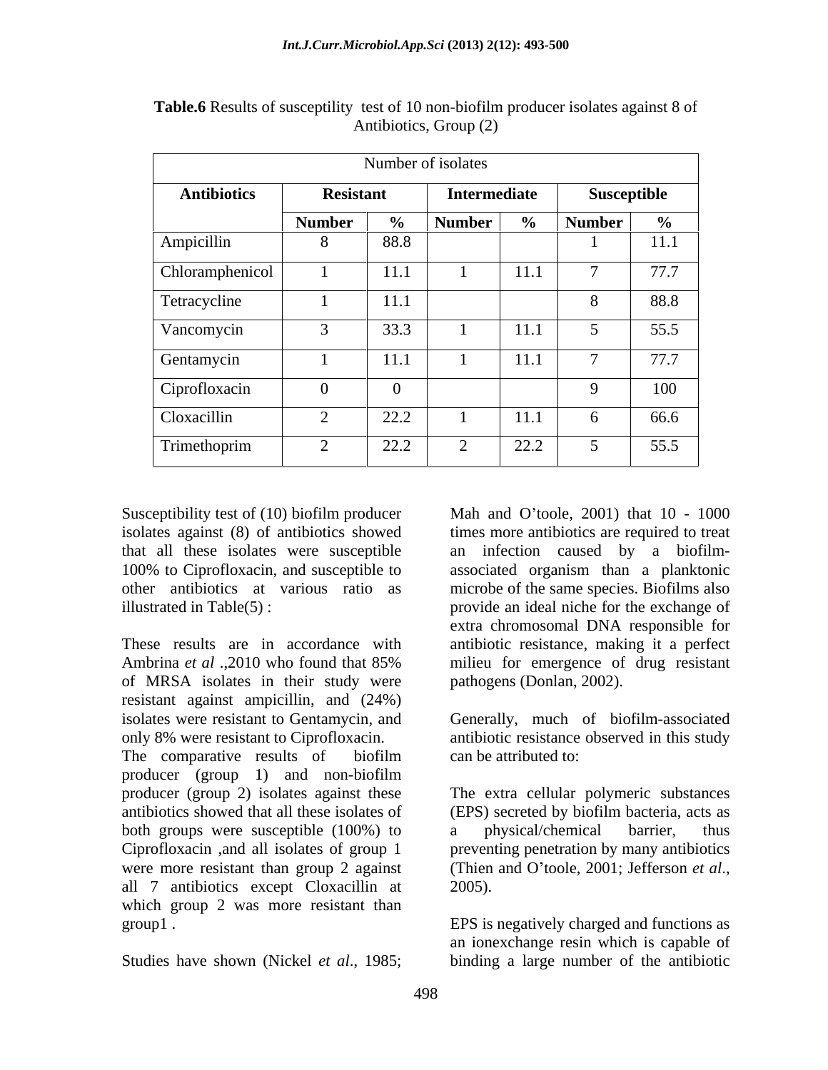**Table.6** Results of susceptility test of 10 non-biofilm producer isolates against 8 of Antibiotics, Group (2)

| Number of isolates | | | | | | |
|---|---|---|---|---|---|---|
| **Antibiotics** | **Resistant** | | **Intermediate** | | **Susceptible** | |
| | **Number** | **%** | **Number** | **%** | **Number** | **%** |
| Ampicillin | 8 | 88.8 | | | 1 | 11.1 |
| Chloramphenicol | 1 | 11.1 | 1 | 11.1 | 7 | 77.7 |
| Tetracycline | 1 | 11.1 | | | 8 | 88.8 |
| Vancomycin | 3 | 33.3 | 1 | 11.1 | 5 | 55.5 |
| Gentamycin | 1 | 11.1 | 1 | 11.1 | 7 | 77.7 |
| Ciprofloxacin | 0 | 0 | | | 9 | 100 |
| Cloxacillin | 2 | 22.2 | 1 | 11.1 | 6 | 66.6 |
| Trimethoprim | 2 | 22.2 | 2 | 22.2 | 5 | 55.5 |

Susceptibility test of (10) biofilm producer isolates against (8) of antibiotics showed that all these isolates were susceptible 100% to Ciprofloxacin, and susceptible to other antibiotics at various ratio as illustrated in Table(5) :

These results are in accordance with Ambrina *et al* .,2010 who found that 85% of MRSA isolates in their study were resistant against ampicillin, and (24%) isolates were resistant to Gentamycin, and only 8% were resistant to Ciprofloxacin. The comparative results of biofilm producer (group 1) and non-biofilm producer (group 2) isolates against these antibiotics showed that all these isolates of both groups were susceptible (100%) to Ciprofloxacin ,and all isolates of group 1 were more resistant than group 2 against all 7 antibiotics except Cloxacillin at which group 2 was more resistant than group1 .

Studies have shown (Nickel *et al*., 1985; Mah and O'toole, 2001) that 10 - 1000 times more antibiotics are required to treat an infection caused by a biofilm-associated organism than a planktonic microbe of the same species. Biofilms also provide an ideal niche for the exchange of extra chromosomal DNA responsible for antibiotic resistance, making it a perfect milieu for emergence of drug resistant pathogens (Donlan, 2002).

Generally, much of biofilm-associated antibiotic resistance observed in this study can be attributed to:

The extra cellular polymeric substances (EPS) secreted by biofilm bacteria, acts as a physical/chemical barrier, thus preventing penetration by many antibiotics (Thien and O'toole, 2001; Jefferson *et al*., 2005).

EPS is negatively charged and functions as an ionexchange resin which is capable of binding a large number of the antibiotic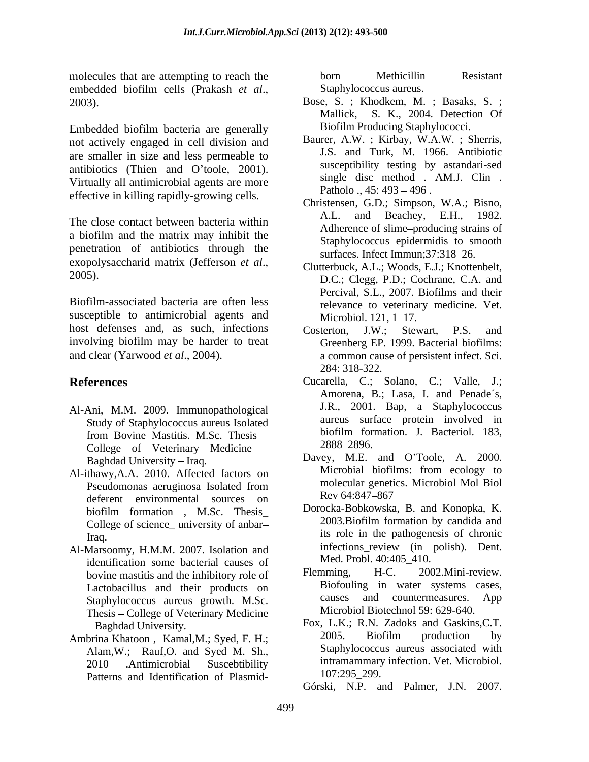molecules that are attempting to reach the embedded biofilm cells (Prakash *et al*., 2003).

Embedded biofilm bacteria are generally not actively engaged in cell division and are smaller in size and less permeable to antibiotics (Thien and O'toole, 2001). Virtually all antimicrobial agents are more effective in killing rapidly-growing cells.

The close contact between bacteria within a biofilm and the matrix may inhibit the penetration of antibiotics through the exopolysaccharid matrix (Jefferson *et al*., 2005).

Biofilm-associated bacteria are often less susceptible to antimicrobial agents and host defenses and, as such, infections involving biofilm may be harder to treat and clear (Yarwood *et al*., 2004).

## References

Al-Ani, M.M. 2009. Immunopathological Study of Staphylococcus aureus Isolated from Bovine Mastitis. M.Sc. Thesis – College of Veterinary Medicine – Baghdad University – Iraq.

Al-ithawy,A.A. 2010. Affected factors on Pseudomonas aeruginosa Isolated from deferent environmental sources on biofilm formation , M.Sc. Thesis_ College of science_ university of anbar– Iraq.

Al-Marsoomy, H.M.M. 2007. Isolation and identification some bacterial causes of bovine mastitis and the inhibitory role of Lactobacillus and their products on Staphylococcus aureus growth. M.Sc. Thesis – College of Veterinary Medicine – Baghdad University.

Ambrina Khatoon , Kamal,M.; Syed, F. H.; Alam,W.; Rauf,O. and Syed M. Sh., 2010 .Antimicrobial Suscebtibility Patterns and Identification of Plasmid-born Methicillin Resistant Staphylococcus aureus.

Bose, S. ; Khodkem, M. ; Basaks, S. ; Mallick, S. K., 2004. Detection Of Biofilm Producing Staphylococci.

Baurer, A.W. ; Kirbay, W.A.W. ; Sherris, J.S. and Turk, M. 1966. Antibiotic susceptibility testing by astandari-sed single disc method . AM.J. Clin . Patholo ., 45: 493 – 496 .

Christensen, G.D.; Simpson, W.A.; Bisno, A.L. and Beachey, E.H., 1982. Adherence of slime–producing strains of Staphylococcus epidermidis to smooth surfaces. Infect Immun;37:318–26.

Clutterbuck, A.L.; Woods, E.J.; Knottenbelt, D.C.; Clegg, P.D.; Cochrane, C.A. and Percival, S.L., 2007. Biofilms and their relevance to veterinary medicine. Vet. Microbiol. 121, 1–17.

Costerton, J.W.; Stewart, P.S. and Greenberg EP. 1999. Bacterial biofilms: a common cause of persistent infect. Sci. 284: 318-322.

Cucarella, C.; Solano, C.; Valle, J.; Amorena, B.; Lasa, I. and Penade´s, J.R., 2001. Bap, a Staphylococcus aureus surface protein involved in biofilm formation. J. Bacteriol. 183, 2888–2896.

Davey, M.E. and O'Toole, A. 2000. Microbial biofilms: from ecology to molecular genetics. Microbiol Mol Biol Rev 64:847–867

Dorocka-Bobkowska, B. and Konopka, K. 2003.Biofilm formation by candida and its role in the pathogenesis of chronic infections_review (in polish). Dent. Med. Probl. 40:405_410.

Flemming, H-C. 2002.Mini-review. Biofouling in water systems cases, causes and countermeasures. App Microbiol Biotechnol 59: 629-640.

Fox, L.K.; R.N. Zadoks and Gaskins,C.T. 2005. Biofilm production by Staphylococcus aureus associated with intramammary infection. Vet. Microbiol. 107:295_299.

Górski, N.P. and Palmer, J.N. 2007.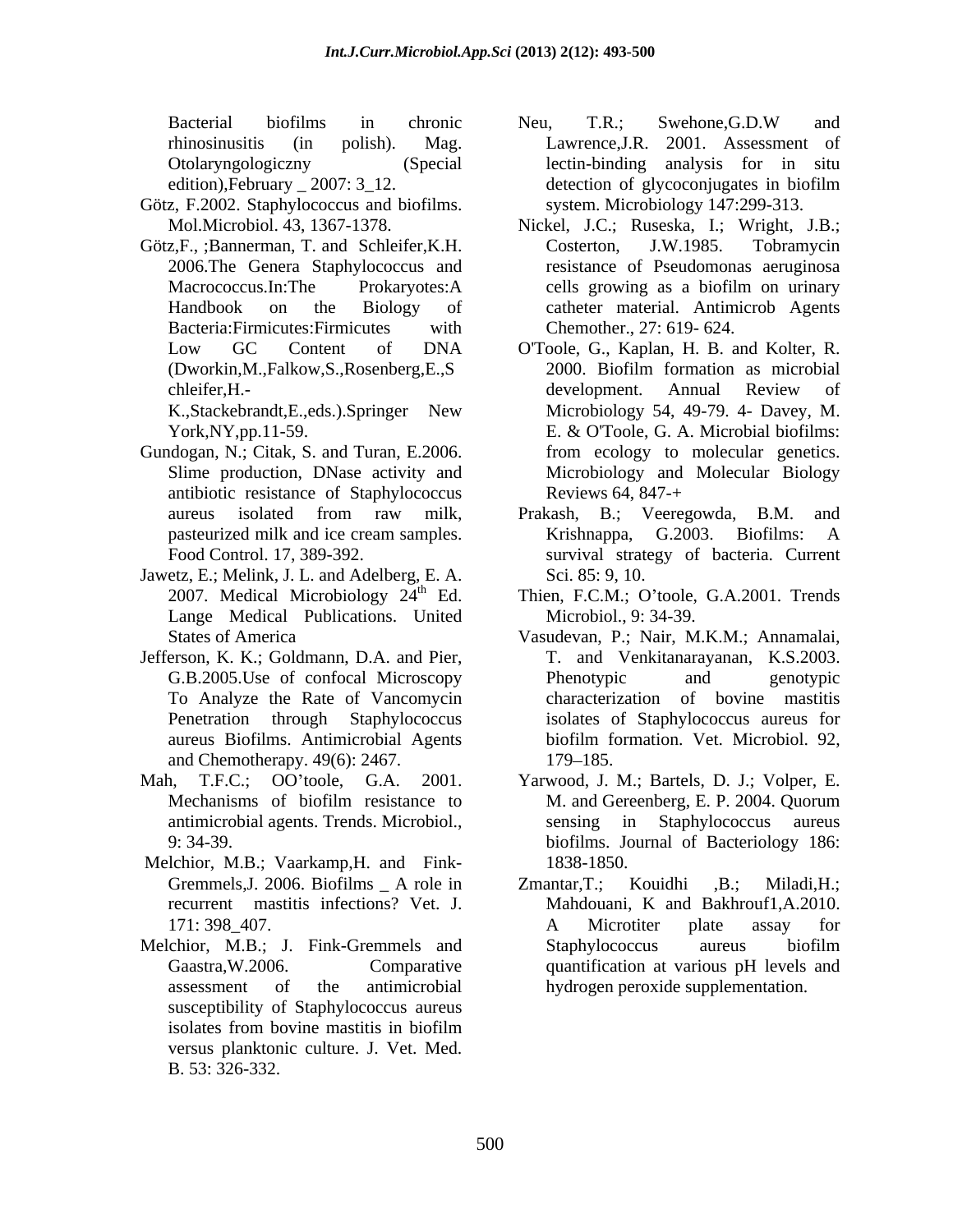Bacterial biofilms in chronic rhinosinusitis (in polish). Mag. Otolaryngologiczny (Special edition),February _ 2007: 3_12.

Götz, F.2002. Staphylococcus and biofilms. Mol.Microbiol. 43, 1367-1378.

Götz,F., ;Bannerman, T. and Schleifer,K.H. 2006.The Genera Staphylococcus and Macrococcus.In:The Prokaryotes:A Handbook on the Biology of Bacteria:Firmicutes:Firmicutes with Low GC Content of DNA (Dworkin,M.,Falkow,S.,Rosenberg,E.,Schleifer,H.-K.,Stackebrandt,E.,eds.).Springer New York,NY,pp.11-59.

Gundogan, N.; Citak, S. and Turan, E.2006. Slime production, DNase activity and antibiotic resistance of Staphylococcus aureus isolated from raw milk, pasteurized milk and ice cream samples. Food Control. 17, 389-392.

Jawetz, E.; Melink, J. L. and Adelberg, E. A. 2007. Medical Microbiology 24th Ed. Lange Medical Publications. United States of America

Jefferson, K. K.; Goldmann, D.A. and Pier, G.B.2005.Use of confocal Microscopy To Analyze the Rate of Vancomycin Penetration through Staphylococcus aureus Biofilms. Antimicrobial Agents and Chemotherapy. 49(6): 2467.

Mah, T.F.C.; OO'toole, G.A. 2001. Mechanisms of biofilm resistance to antimicrobial agents. Trends. Microbiol., 9: 34-39.

Melchior, M.B.; Vaarkamp,H. and Fink-Gremmels,J. 2006. Biofilms _ A role in recurrent mastitis infections? Vet. J. 171: 398_407.

Melchior, M.B.; J. Fink-Gremmels and Gaastra,W.2006. Comparative assessment of the antimicrobial susceptibility of Staphylococcus aureus isolates from bovine mastitis in biofilm versus planktonic culture. J. Vet. Med. B. 53: 326-332.

Neu, T.R.; Swehone,G.D.W and Lawrence,J.R. 2001. Assessment of lectin-binding analysis for in situ detection of glycoconjugates in biofilm system. Microbiology 147:299-313.

Nickel, J.C.; Ruseska, I.; Wright, J.B.; Costerton, J.W.1985. Tobramycin resistance of Pseudomonas aeruginosa cells growing as a biofilm on urinary catheter material. Antimicrob Agents Chemother., 27: 619- 624.

O'Toole, G., Kaplan, H. B. and Kolter, R. 2000. Biofilm formation as microbial development. Annual Review of Microbiology 54, 49-79. 4- Davey, M. E. & O'Toole, G. A. Microbial biofilms: from ecology to molecular genetics. Microbiology and Molecular Biology Reviews 64, 847-+

Prakash, B.; Veeregowda, B.M. and Krishnappa, G.2003. Biofilms: A survival strategy of bacteria. Current Sci. 85: 9, 10.

Thien, F.C.M.; O'toole, G.A.2001. Trends Microbiol., 9: 34-39.

Vasudevan, P.; Nair, M.K.M.; Annamalai, T. and Venkitanarayanan, K.S.2003. Phenotypic and genotypic characterization of bovine mastitis isolates of Staphylococcus aureus for biofilm formation. Vet. Microbiol. 92, 179–185.

Yarwood, J. M.; Bartels, D. J.; Volper, E. M. and Gereenberg, E. P. 2004. Quorum sensing in Staphylococcus aureus biofilms. Journal of Bacteriology 186: 1838-1850.

Zmantar,T.; Kouidhi ,B.; Miladi,H.; Mahdouani, K and Bakhrouf1,A.2010. A Microtiter plate assay for Staphylococcus aureus biofilm quantification at various pH levels and hydrogen peroxide supplementation.